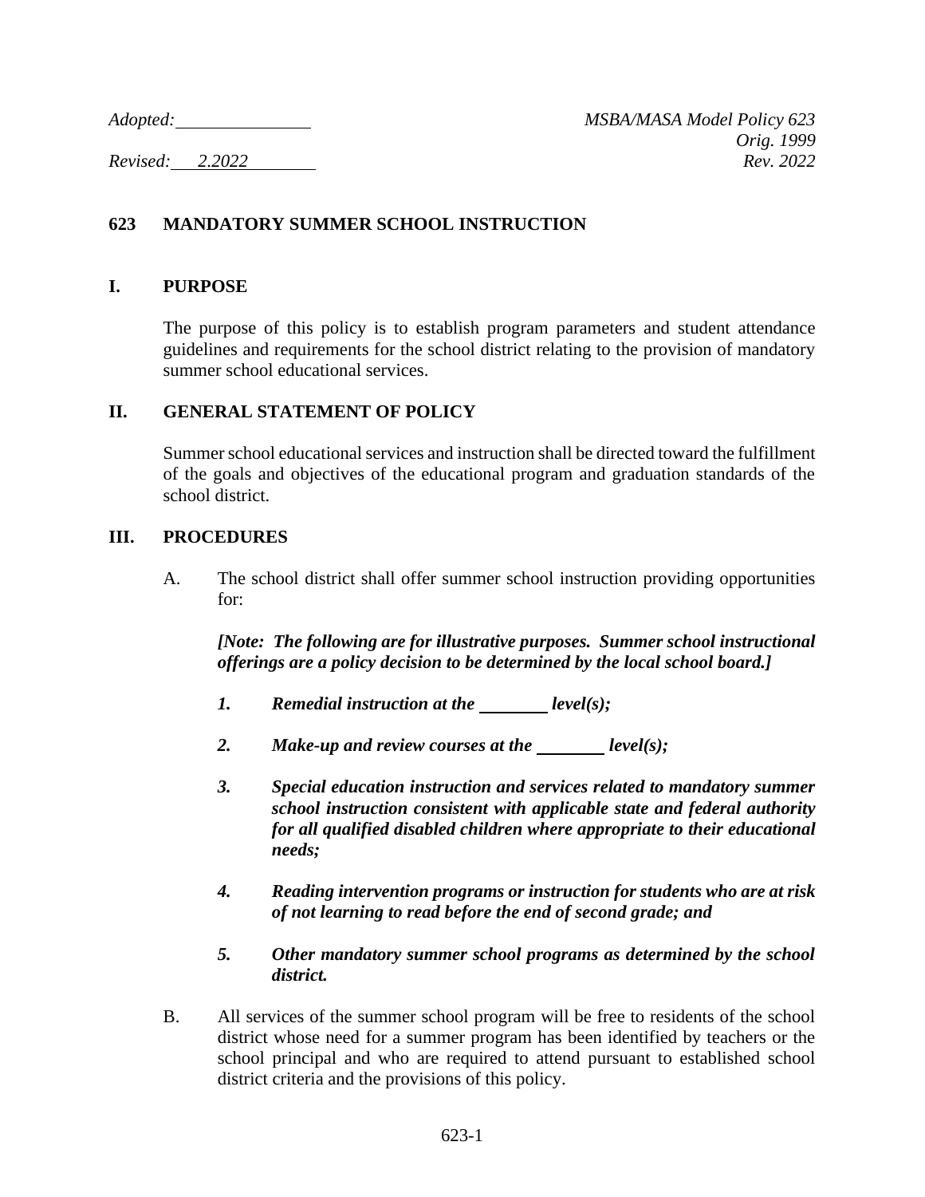*Adopted:* \_\_\_\_\_\_\_\_\_\_\_\_\_\_\_ *MSBA/MASA Model Policy 623*
*Orig. 1999*
*Revised: 2.2022* *Rev. 2022*

# 623 MANDATORY SUMMER SCHOOL INSTRUCTION

## I. PURPOSE

The purpose of this policy is to establish program parameters and student attendance guidelines and requirements for the school district relating to the provision of mandatory summer school educational services.

## II. GENERAL STATEMENT OF POLICY

Summer school educational services and instruction shall be directed toward the fulfillment of the goals and objectives of the educational program and graduation standards of the school district.

## III. PROCEDURES

A. The school district shall offer summer school instruction providing opportunities for:

***[Note: The following are for illustrative purposes. Summer school instructional offerings are a policy decision to be determined by the local school board.]***

1. ***Remedial instruction at the \_\_\_\_\_\_\_\_ level(s);***
2. ***Make-up and review courses at the \_\_\_\_\_\_\_\_ level(s);***
3. ***Special education instruction and services related to mandatory summer school instruction consistent with applicable state and federal authority for all qualified disabled children where appropriate to their educational needs;***
4. ***Reading intervention programs or instruction for students who are at risk of not learning to read before the end of second grade; and***
5. ***Other mandatory summer school programs as determined by the school district.***

B. All services of the summer school program will be free to residents of the school district whose need for a summer program has been identified by teachers or the school principal and who are required to attend pursuant to established school district criteria and the provisions of this policy.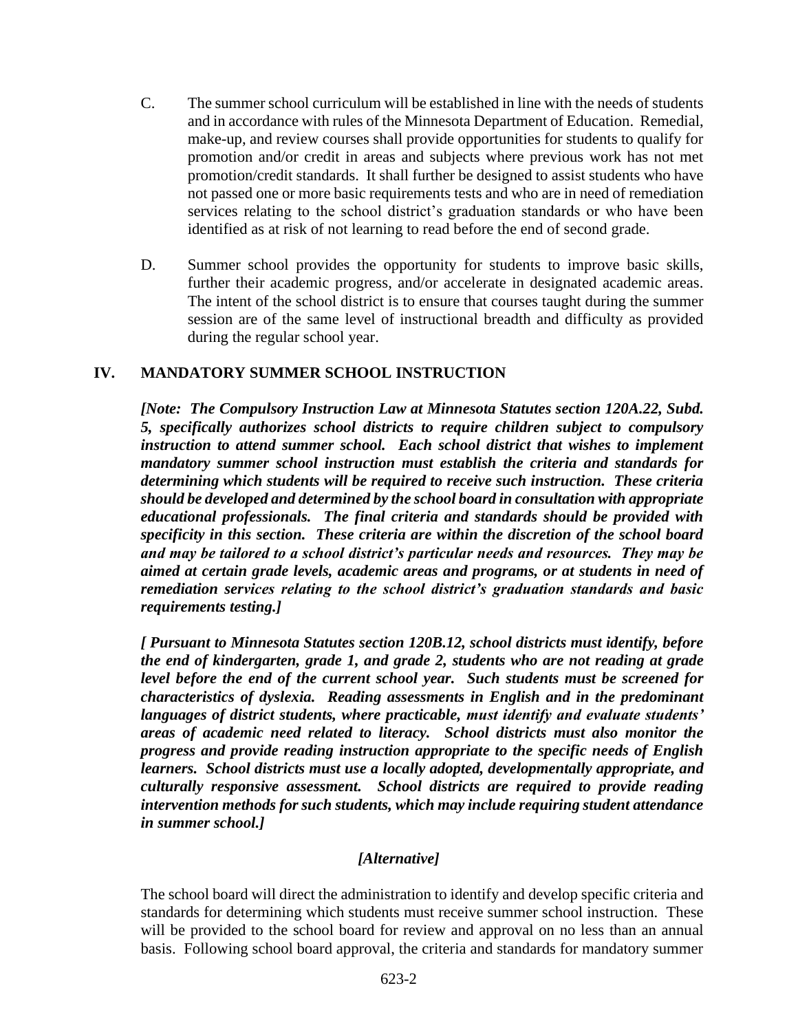C. The summer school curriculum will be established in line with the needs of students and in accordance with rules of the Minnesota Department of Education. Remedial, make-up, and review courses shall provide opportunities for students to qualify for promotion and/or credit in areas and subjects where previous work has not met promotion/credit standards. It shall further be designed to assist students who have not passed one or more basic requirements tests and who are in need of remediation services relating to the school district's graduation standards or who have been identified as at risk of not learning to read before the end of second grade.

D. Summer school provides the opportunity for students to improve basic skills, further their academic progress, and/or accelerate in designated academic areas. The intent of the school district is to ensure that courses taught during the summer session are of the same level of instructional breadth and difficulty as provided during the regular school year.

## IV. MANDATORY SUMMER SCHOOL INSTRUCTION

***[Note: The Compulsory Instruction Law at Minnesota Statutes section 120A.22, Subd. 5, specifically authorizes school districts to require children subject to compulsory instruction to attend summer school. Each school district that wishes to implement mandatory summer school instruction must establish the criteria and standards for determining which students will be required to receive such instruction. These criteria should be developed and determined by the school board in consultation with appropriate educational professionals. The final criteria and standards should be provided with specificity in this section. These criteria are within the discretion of the school board and may be tailored to a school district's particular needs and resources. They may be aimed at certain grade levels, academic areas and programs, or at students in need of remediation services relating to the school district's graduation standards and basic requirements testing.]***

***[ Pursuant to Minnesota Statutes section 120B.12, school districts must identify, before the end of kindergarten, grade 1, and grade 2, students who are not reading at grade level before the end of the current school year. Such students must be screened for characteristics of dyslexia. Reading assessments in English and in the predominant languages of district students, where practicable, must identify and evaluate students' areas of academic need related to literacy. School districts must also monitor the progress and provide reading instruction appropriate to the specific needs of English learners. School districts must use a locally adopted, developmentally appropriate, and culturally responsive assessment. School districts are required to provide reading intervention methods for such students, which may include requiring student attendance in summer school.]***

***[Alternative]***

The school board will direct the administration to identify and develop specific criteria and standards for determining which students must receive summer school instruction. These will be provided to the school board for review and approval on no less than an annual basis. Following school board approval, the criteria and standards for mandatory summer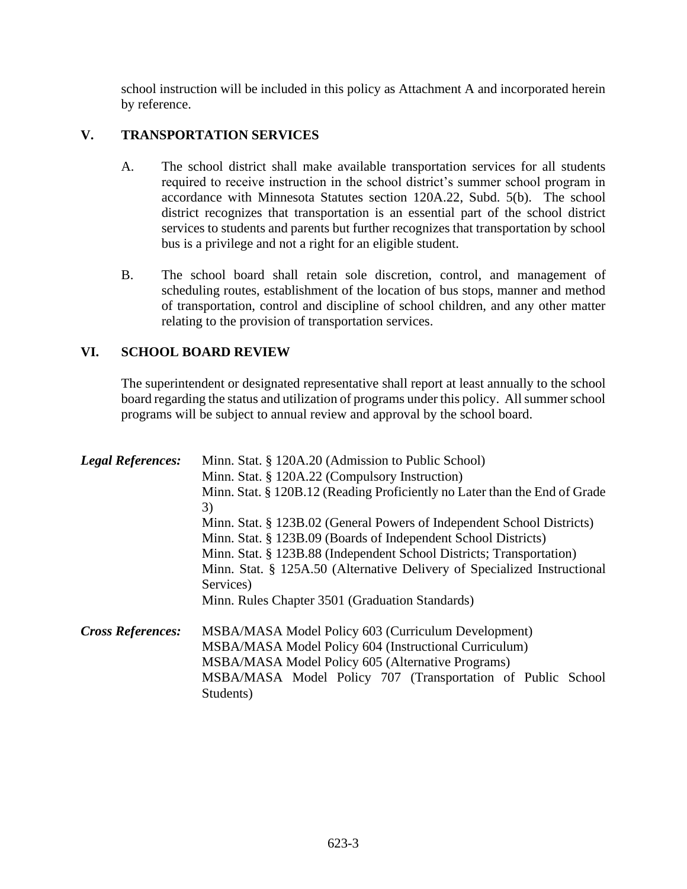school instruction will be included in this policy as Attachment A and incorporated herein by reference.

## V. TRANSPORTATION SERVICES

A. The school district shall make available transportation services for all students required to receive instruction in the school district's summer school program in accordance with Minnesota Statutes section 120A.22, Subd. 5(b). The school district recognizes that transportation is an essential part of the school district services to students and parents but further recognizes that transportation by school bus is a privilege and not a right for an eligible student.

B. The school board shall retain sole discretion, control, and management of scheduling routes, establishment of the location of bus stops, manner and method of transportation, control and discipline of school children, and any other matter relating to the provision of transportation services.

## VI. SCHOOL BOARD REVIEW

The superintendent or designated representative shall report at least annually to the school board regarding the status and utilization of programs under this policy. All summer school programs will be subject to annual review and approval by the school board.

***Legal References:***
Minn. Stat. § 120A.20 (Admission to Public School)
Minn. Stat. § 120A.22 (Compulsory Instruction)
Minn. Stat. § 120B.12 (Reading Proficiently no Later than the End of Grade 3)
Minn. Stat. § 123B.02 (General Powers of Independent School Districts)
Minn. Stat. § 123B.09 (Boards of Independent School Districts)
Minn. Stat. § 123B.88 (Independent School Districts; Transportation)
Minn. Stat. § 125A.50 (Alternative Delivery of Specialized Instructional Services)
Minn. Rules Chapter 3501 (Graduation Standards)

***Cross References:***
MSBA/MASA Model Policy 603 (Curriculum Development)
MSBA/MASA Model Policy 604 (Instructional Curriculum)
MSBA/MASA Model Policy 605 (Alternative Programs)
MSBA/MASA Model Policy 707 (Transportation of Public School Students)